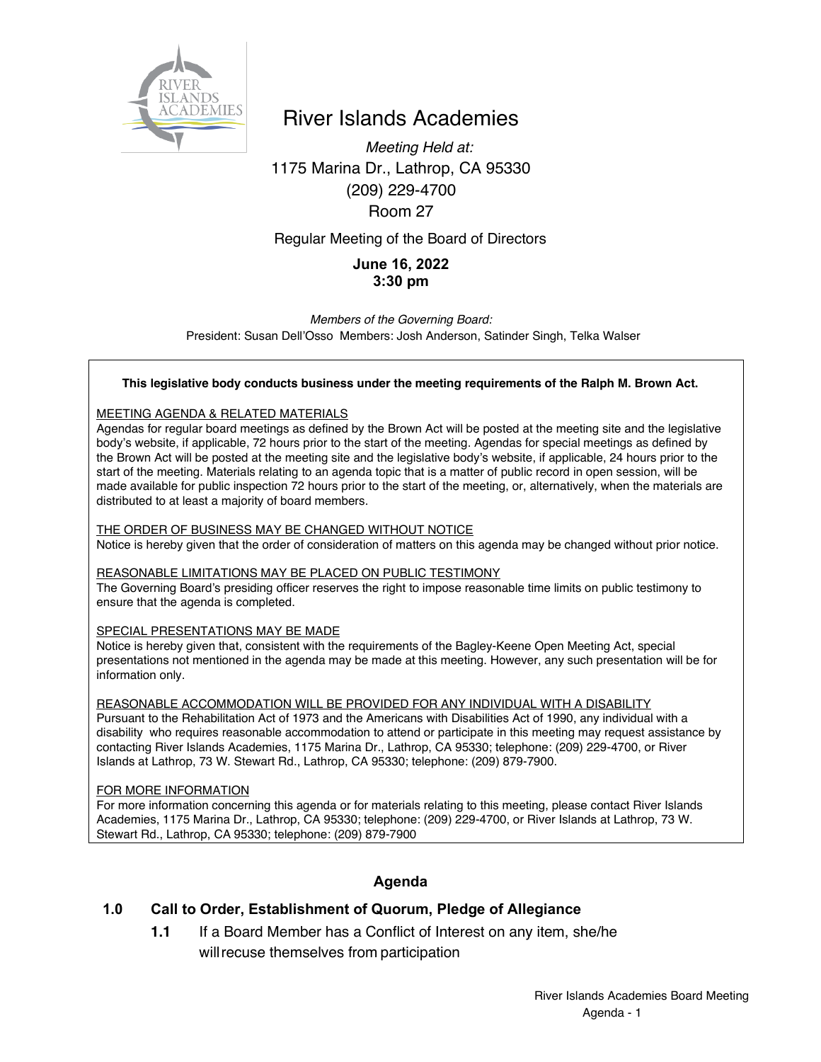# River Islands Academies

*Meeting Held at:*
1175 Marina Dr., Lathrop, CA 95330
(209) 229-4700
Room 27

Regular Meeting of the Board of Directors

**June 16, 2022**
**3:30 pm**

*Members of the Governing Board:*
President: Susan Dell'Osso Members: Josh Anderson, Satinder Singh, Telka Walser

**This legislative body conducts business under the meeting requirements of the Ralph M. Brown Act.**

MEETING AGENDA & RELATED MATERIALS
Agendas for regular board meetings as defined by the Brown Act will be posted at the meeting site and the legislative body's website, if applicable, 72 hours prior to the start of the meeting. Agendas for special meetings as defined by the Brown Act will be posted at the meeting site and the legislative body's website, if applicable, 24 hours prior to the start of the meeting. Materials relating to an agenda topic that is a matter of public record in open session, will be made available for public inspection 72 hours prior to the start of the meeting, or, alternatively, when the materials are distributed to at least a majority of board members.

THE ORDER OF BUSINESS MAY BE CHANGED WITHOUT NOTICE
Notice is hereby given that the order of consideration of matters on this agenda may be changed without prior notice.

REASONABLE LIMITATIONS MAY BE PLACED ON PUBLIC TESTIMONY
The Governing Board's presiding officer reserves the right to impose reasonable time limits on public testimony to ensure that the agenda is completed.

SPECIAL PRESENTATIONS MAY BE MADE
Notice is hereby given that, consistent with the requirements of the Bagley-Keene Open Meeting Act, special presentations not mentioned in the agenda may be made at this meeting. However, any such presentation will be for information only.

REASONABLE ACCOMMODATION WILL BE PROVIDED FOR ANY INDIVIDUAL WITH A DISABILITY
Pursuant to the Rehabilitation Act of 1973 and the Americans with Disabilities Act of 1990, any individual with a disability who requires reasonable accommodation to attend or participate in this meeting may request assistance by contacting River Islands Academies, 1175 Marina Dr., Lathrop, CA 95330; telephone: (209) 229-4700, or River Islands at Lathrop, 73 W. Stewart Rd., Lathrop, CA 95330; telephone: (209) 879-7900.

FOR MORE INFORMATION
For more information concerning this agenda or for materials relating to this meeting, please contact River Islands Academies, 1175 Marina Dr., Lathrop, CA 95330; telephone: (209) 229-4700, or River Islands at Lathrop, 73 W. Stewart Rd., Lathrop, CA 95330; telephone: (209) 879-7900

## Agenda

### 1.0 Call to Order, Establishment of Quorum, Pledge of Allegiance

**1.1** If a Board Member has a Conflict of Interest on any item, she/he will recuse themselves from participation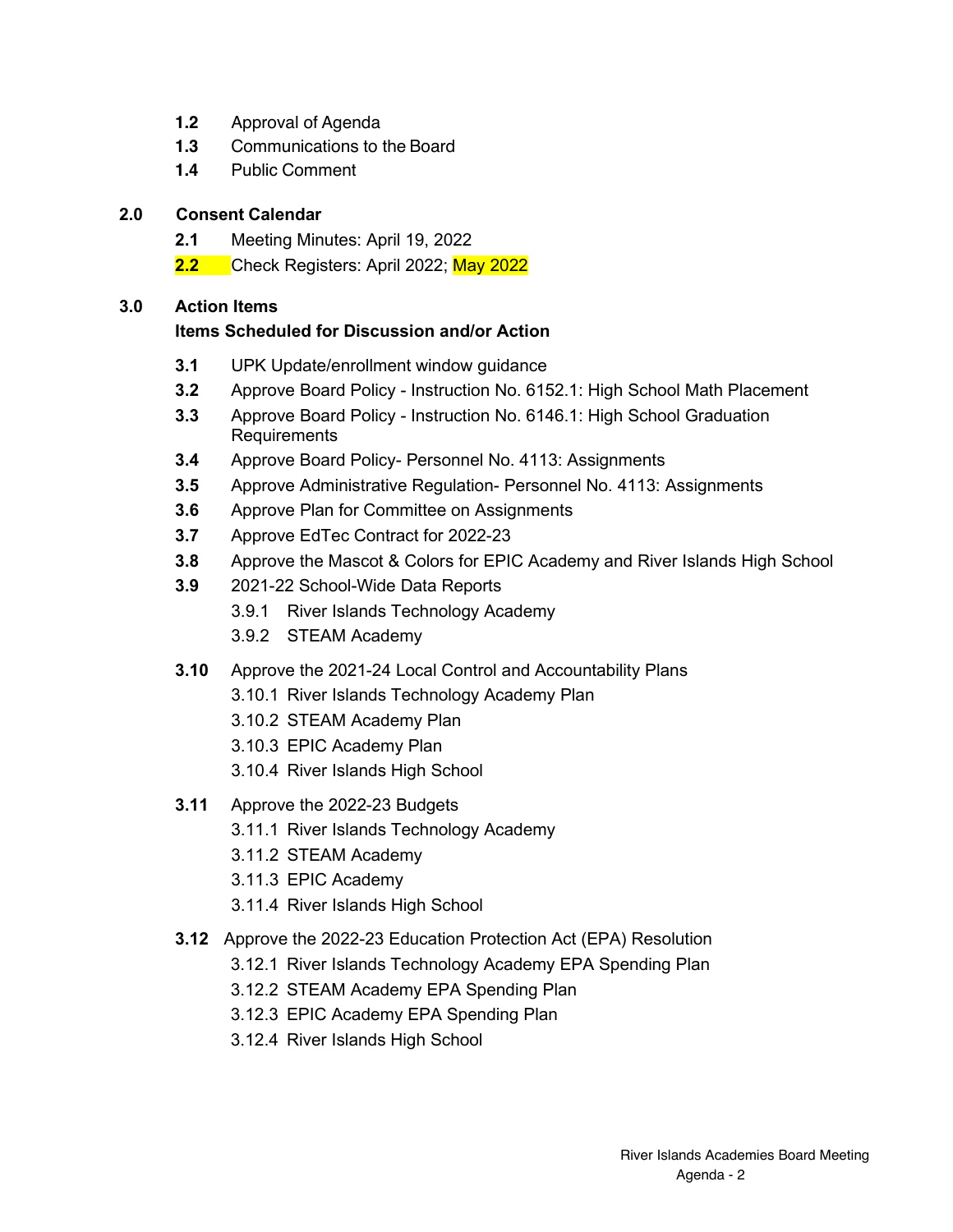- **1.2** Approval of Agenda
- **1.3** Communications to the Board
- **1.4** Public Comment

**2.0 Consent Calendar**

- **2.1** Meeting Minutes: April 19, 2022
- **2.2** Check Registers: April 2022; May 2022

**3.0 Action Items**

**Items Scheduled for Discussion and/or Action**

- **3.1** UPK Update/enrollment window guidance
- **3.2** Approve Board Policy - Instruction No. 6152.1: High School Math Placement
- **3.3** Approve Board Policy - Instruction No. 6146.1: High School Graduation Requirements
- **3.4** Approve Board Policy- Personnel No. 4113: Assignments
- **3.5** Approve Administrative Regulation- Personnel No. 4113: Assignments
- **3.6** Approve Plan for Committee on Assignments
- **3.7** Approve EdTec Contract for 2022-23
- **3.8** Approve the Mascot & Colors for EPIC Academy and River Islands High School
- **3.9** 2021-22 School-Wide Data Reports
  - 3.9.1 River Islands Technology Academy
  - 3.9.2 STEAM Academy
- **3.10** Approve the 2021-24 Local Control and Accountability Plans
  - 3.10.1 River Islands Technology Academy Plan
  - 3.10.2 STEAM Academy Plan
  - 3.10.3 EPIC Academy Plan
  - 3.10.4 River Islands High School
- **3.11** Approve the 2022-23 Budgets
  - 3.11.1 River Islands Technology Academy
  - 3.11.2 STEAM Academy
  - 3.11.3 EPIC Academy
  - 3.11.4 River Islands High School
- **3.12** Approve the 2022-23 Education Protection Act (EPA) Resolution
  - 3.12.1 River Islands Technology Academy EPA Spending Plan
  - 3.12.2 STEAM Academy EPA Spending Plan
  - 3.12.3 EPIC Academy EPA Spending Plan
  - 3.12.4 River Islands High School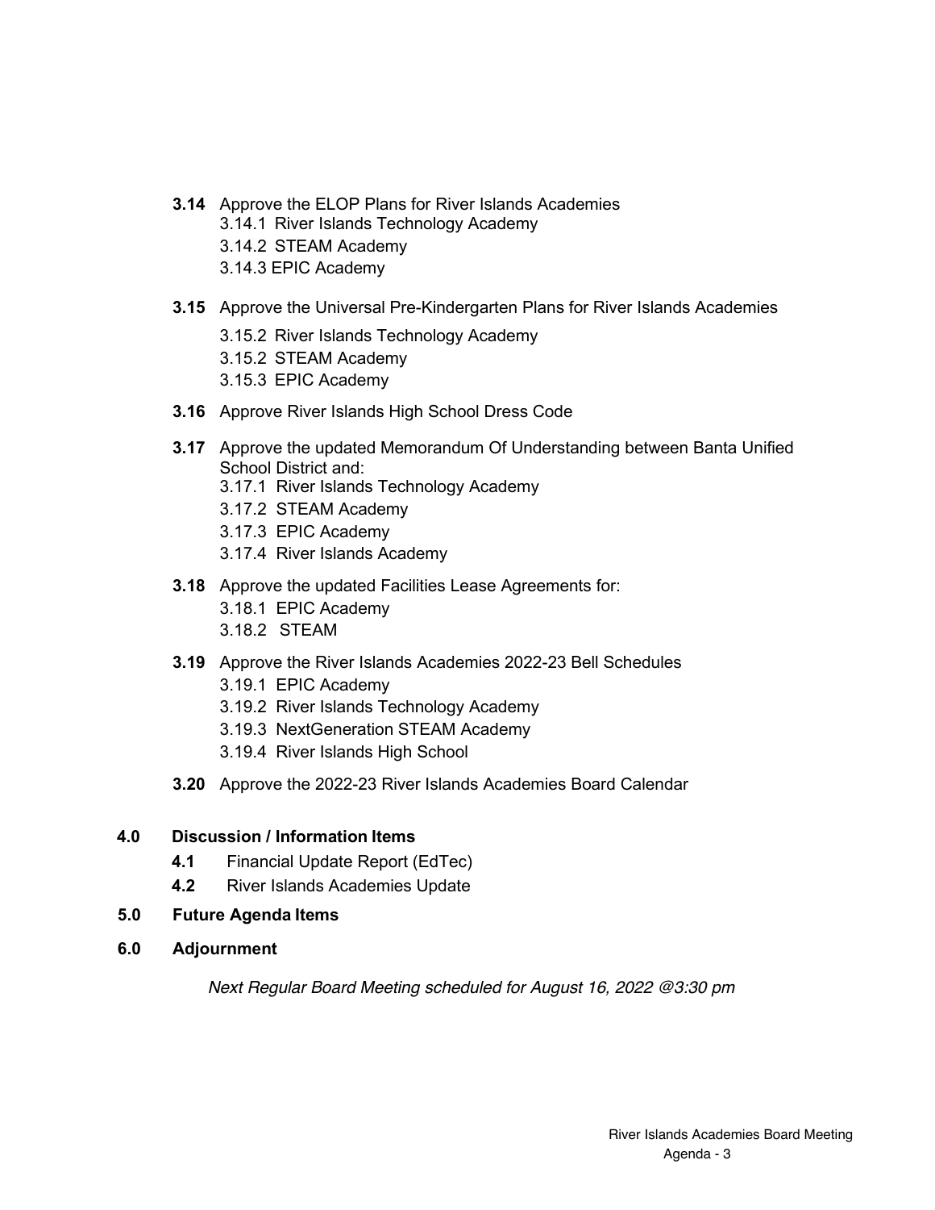- **3.14** Approve the ELOP Plans for River Islands Academies
  - 3.14.1 River Islands Technology Academy
  - 3.14.2 STEAM Academy
  - 3.14.3 EPIC Academy

- **3.15** Approve the Universal Pre-Kindergarten Plans for River Islands Academies
  - 3.15.2 River Islands Technology Academy
  - 3.15.2 STEAM Academy
  - 3.15.3 EPIC Academy

- **3.16** Approve River Islands High School Dress Code

- **3.17** Approve the updated Memorandum Of Understanding between Banta Unified School District and:
  - 3.17.1 River Islands Technology Academy
  - 3.17.2 STEAM Academy
  - 3.17.3 EPIC Academy
  - 3.17.4 River Islands Academy

- **3.18** Approve the updated Facilities Lease Agreements for:
  - 3.18.1 EPIC Academy
  - 3.18.2 STEAM

- **3.19** Approve the River Islands Academies 2022-23 Bell Schedules
  - 3.19.1 EPIC Academy
  - 3.19.2 River Islands Technology Academy
  - 3.19.3 NextGeneration STEAM Academy
  - 3.19.4 River Islands High School

- **3.20** Approve the 2022-23 River Islands Academies Board Calendar

**4.0 Discussion / Information Items**

- **4.1** Financial Update Report (EdTec)
- **4.2** River Islands Academies Update

**5.0 Future Agenda Items**

**6.0 Adjournment**

*Next Regular Board Meeting scheduled for August 16, 2022 @3:30 pm*